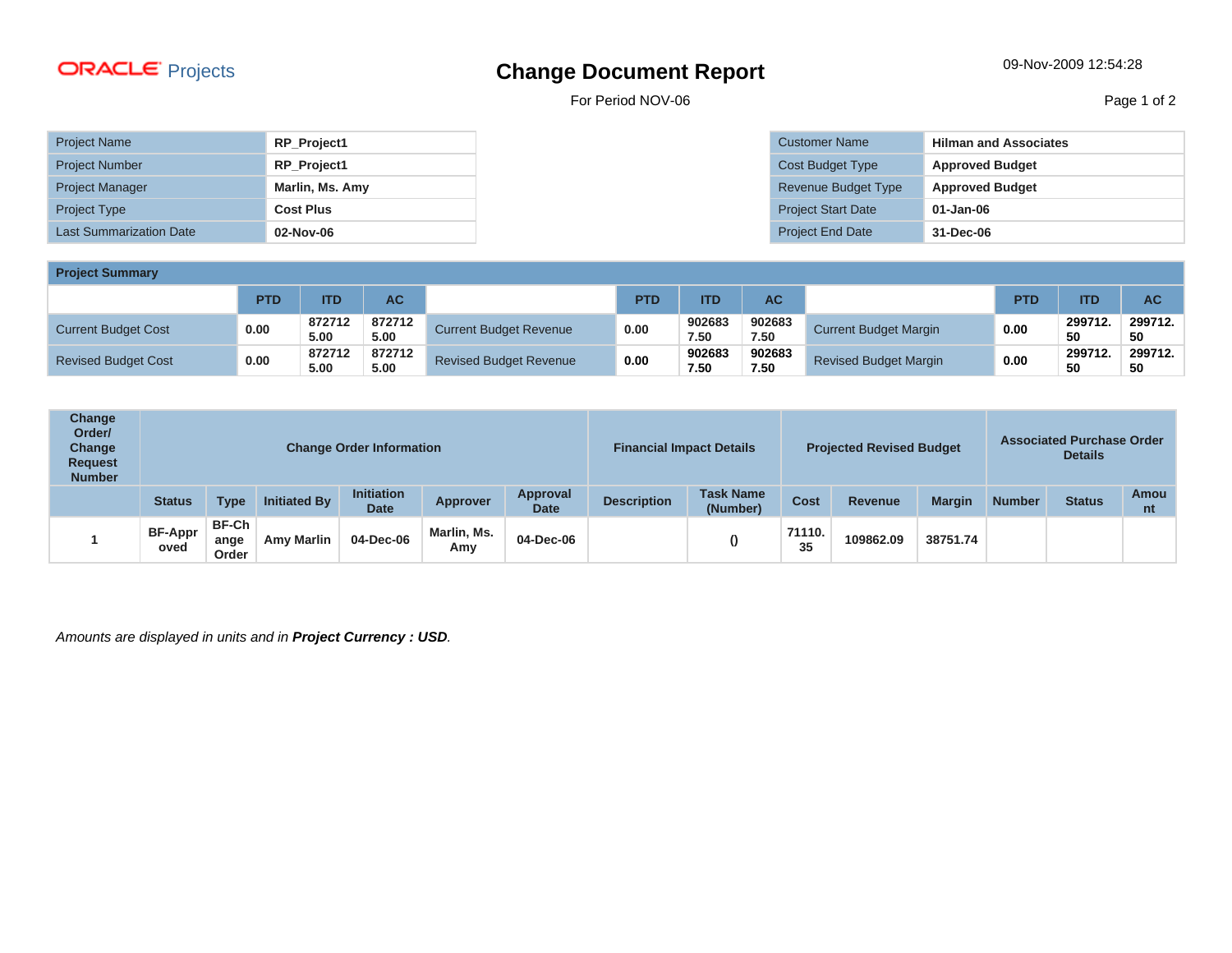ORACLE Projects

# Change Document Report

For Period NOV-06

09-Nov-2009 12:54:28

| Project Name | RP_Project1 |
|---|---|
| Project Number | RP_Project1 |
| Project Manager | Marlin, Ms. Amy |
| Project Type | Cost Plus |
| Last Summarization Date | 02-Nov-06 |

| Customer Name | Hilman and Associates |
|---|---|
| Cost Budget Type | Approved Budget |
| Revenue Budget Type | Approved Budget |
| Project Start Date | 01-Jan-06 |
| Project End Date | 31-Dec-06 |

## Project Summary

| | PTD | ITD | AC | | PTD | ITD | AC | | PTD | ITD | AC |
|---|---|---|---|---|---|---|---|---|---|---|---|
| Current Budget Cost | 0.00 | 8727125.00 | 8727125.00 | Current Budget Revenue | 0.00 | 9026837.50 | 9026837.50 | Current Budget Margin | 0.00 | 299712.50 | 299712.50 |
| Revised Budget Cost | 0.00 | 8727125.00 | 8727125.00 | Revised Budget Revenue | 0.00 | 9026837.50 | 9026837.50 | Revised Budget Margin | 0.00 | 299712.50 | 299712.50 |

| Change Order/ Change Request Number | Change Order Information | | | | | | Financial Impact Details | | Projected Revised Budget | | | Associated Purchase Order Details | | |
|---|---|---|---|---|---|---|---|---|---|---|---|---|---|---|
| | Status | Type | Initiated By | Initiation Date | Approver | Approval Date | Description | Task Name (Number) | Cost | Revenue | Margin | Number | Status | Amount |
| 1 | BF-Approved | BF-Change Order | Amy Marlin | 04-Dec-06 | Marlin, Ms. Amy | 04-Dec-06 | | () | 71110.35 | 109862.09 | 38751.74 | | | |

*Amounts are displayed in units and in **Project Currency : USD**.*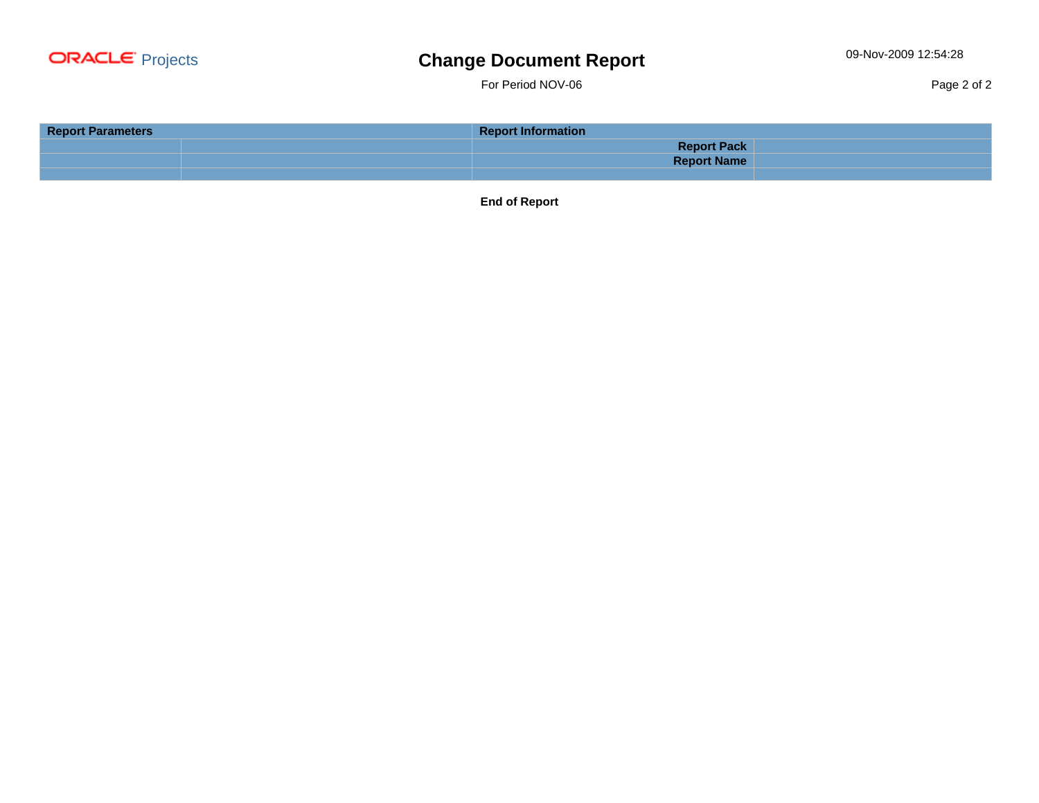# Change Document Report

For Period NOV-06

| Report Parameters | | Report Information | |
|---|---|---|---|
| | | Report Pack | |
| | | Report Name | |
| | | | |

**End of Report**